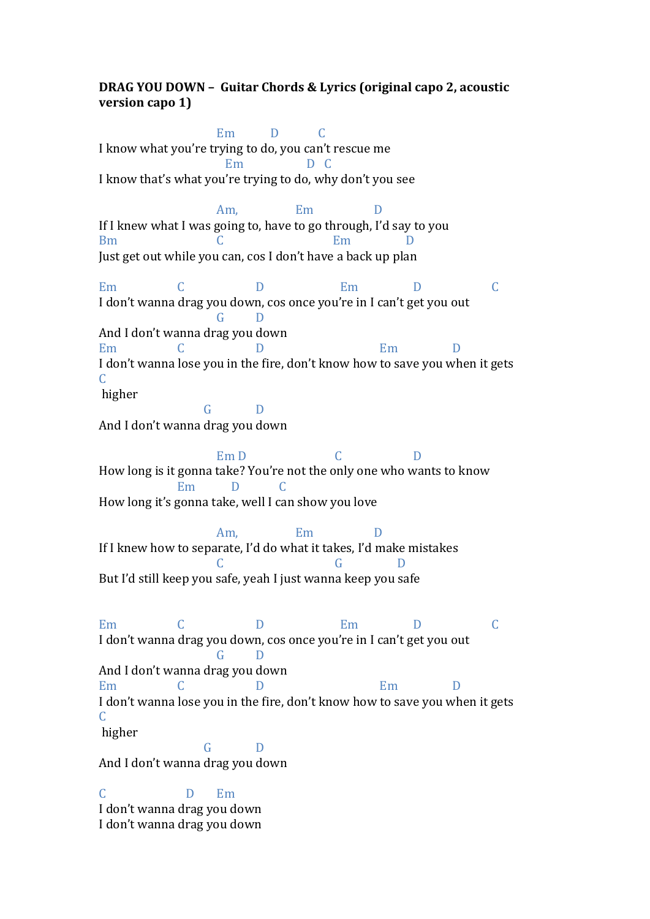**DRAG YOU DOWN – Guitar Chords & Lyrics (original capo 2, acoustic version capo 1)**

```
                         Em         D          C
I know what you're trying to do, you can't rescue me
                           Em                D  C
I know that's what you're trying to do, why don't you see

                         Am,             Em             D
If I knew what I was going to, have to go through, I'd say to you
Bm                       C                      Em          D
Just get out while you can, cos I don't have a back up plan

Em              C                D                 Em            D               C
I don't wanna drag you down, cos once you're in I can't get you out
                         G         D
And I don't wanna drag you down
Em              C                D                         Em            D
I don't wanna lose you in the fire, don't know how to save you when it gets
C
 higher
                      G           D
And I don't wanna drag you down

                         Em D                    C                D
How long is it gonna take? You're not the only one who wants to know
                 Em          D          C
How long it's gonna take, well I can show you love

                         Am,             Em             D
If I knew how to separate, I'd do what it takes, I'd make mistakes
                         C                        G           D
But I'd still keep you safe, yeah I just wanna keep you safe


Em              C                D                 Em            D               C
I don't wanna drag you down, cos once you're in I can't get you out
                         G         D
And I don't wanna drag you down
Em              C                D                         Em            D
I don't wanna lose you in the fire, don't know how to save you when it gets
C
 higher
                      G           D
And I don't wanna drag you down

C                  D      Em
I don't wanna drag you down
I don't wanna drag you down
```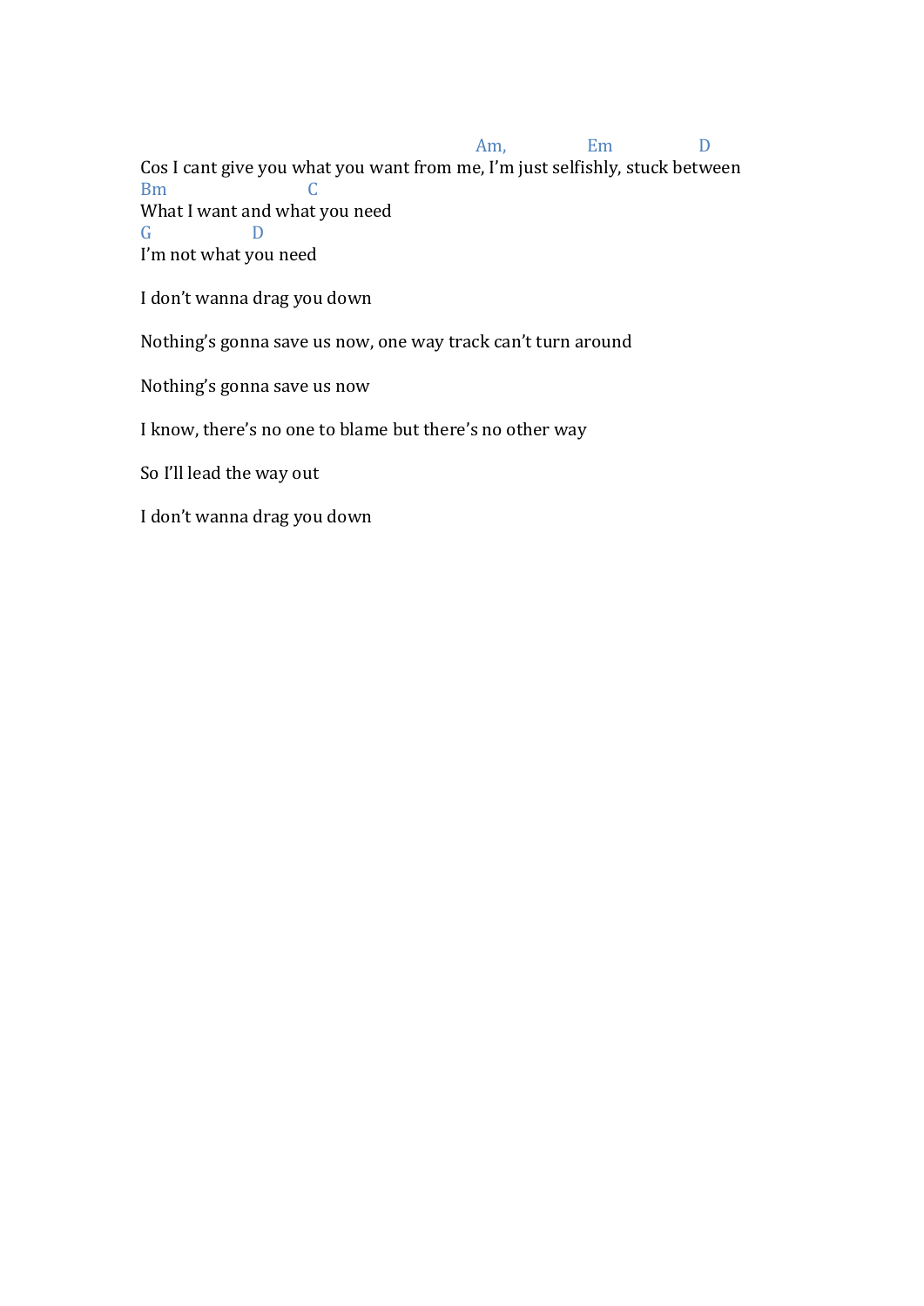```
                                              Am,              Em               D
Cos I cant give you what you want from me, I'm just selfishly, stuck between
Bm                        C
What I want and what you need
G                  D
I'm not what you need
```

I don't wanna drag you down

Nothing's gonna save us now, one way track can't turn around

Nothing's gonna save us now

I know, there's no one to blame but there's no other way

So I'll lead the way out

I don't wanna drag you down